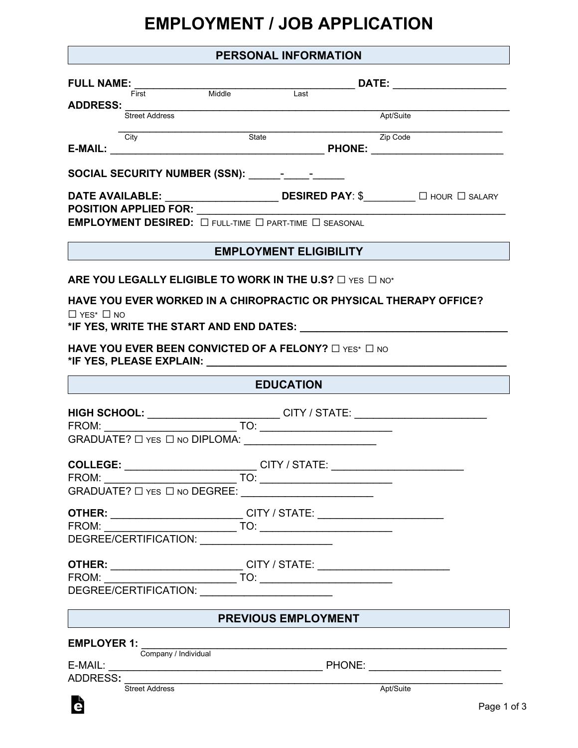# EMPLOYMENT / JOB APPLICATION

## PERSONAL INFORMATION

**FULL NAME:** ____________________________________ **DATE:** ___________________
First Middle Last

**ADDRESS:** _______________________________________________________________
Street Address Apt/Suite

_______________________________________________________________
City State Zip Code

**E-MAIL:** ___________________________________ **PHONE:** ______________________

**SOCIAL SECURITY NUMBER (SSN):** _____-____-_____

**DATE AVAILABLE:** ___________________ **DESIRED PAY**: $_________ ☐ HOUR ☐ SALARY

**POSITION APPLIED FOR:** _________________________________________________

**EMPLOYMENT DESIRED:** ☐ FULL-TIME ☐ PART-TIME ☐ SEASONAL

## EMPLOYMENT ELIGIBILITY

**ARE YOU LEGALLY ELIGIBLE TO WORK IN THE U.S?** ☐ YES ☐ NO*

**HAVE YOU EVER WORKED IN A CHIROPRACTIC OR PHYSICAL THERAPY OFFICE?**
☐ YES* ☐ NO

**\*IF YES, WRITE THE START AND END DATES:** ___________________________________

**HAVE YOU EVER BEEN CONVICTED OF A FELONY?** ☐ YES* ☐ NO

**\*IF YES, PLEASE EXPLAIN:** ______________________________________________

## EDUCATION

**HIGH SCHOOL:** ______________________ CITY / STATE: ______________________
FROM: ______________________ TO: ______________________
GRADUATE? ☐ YES ☐ NO DIPLOMA: ______________________

**COLLEGE:** ______________________ CITY / STATE: ______________________
FROM: ______________________ TO: ______________________
GRADUATE? ☐ YES ☐ NO DEGREE: ______________________

**OTHER:** ______________________ CITY / STATE: ______________________
FROM: ______________________ TO: ______________________
DEGREE/CERTIFICATION: ______________________

**OTHER:** ______________________ CITY / STATE: ______________________
FROM: ______________________ TO: ______________________
DEGREE/CERTIFICATION: ______________________

## PREVIOUS EMPLOYMENT

**EMPLOYER 1:** _________________________________________________________
Company / Individual

E-MAIL: ___________________________________ PHONE: ______________________

ADDRESS: _______________________________________________________________
Street Address Apt/Suite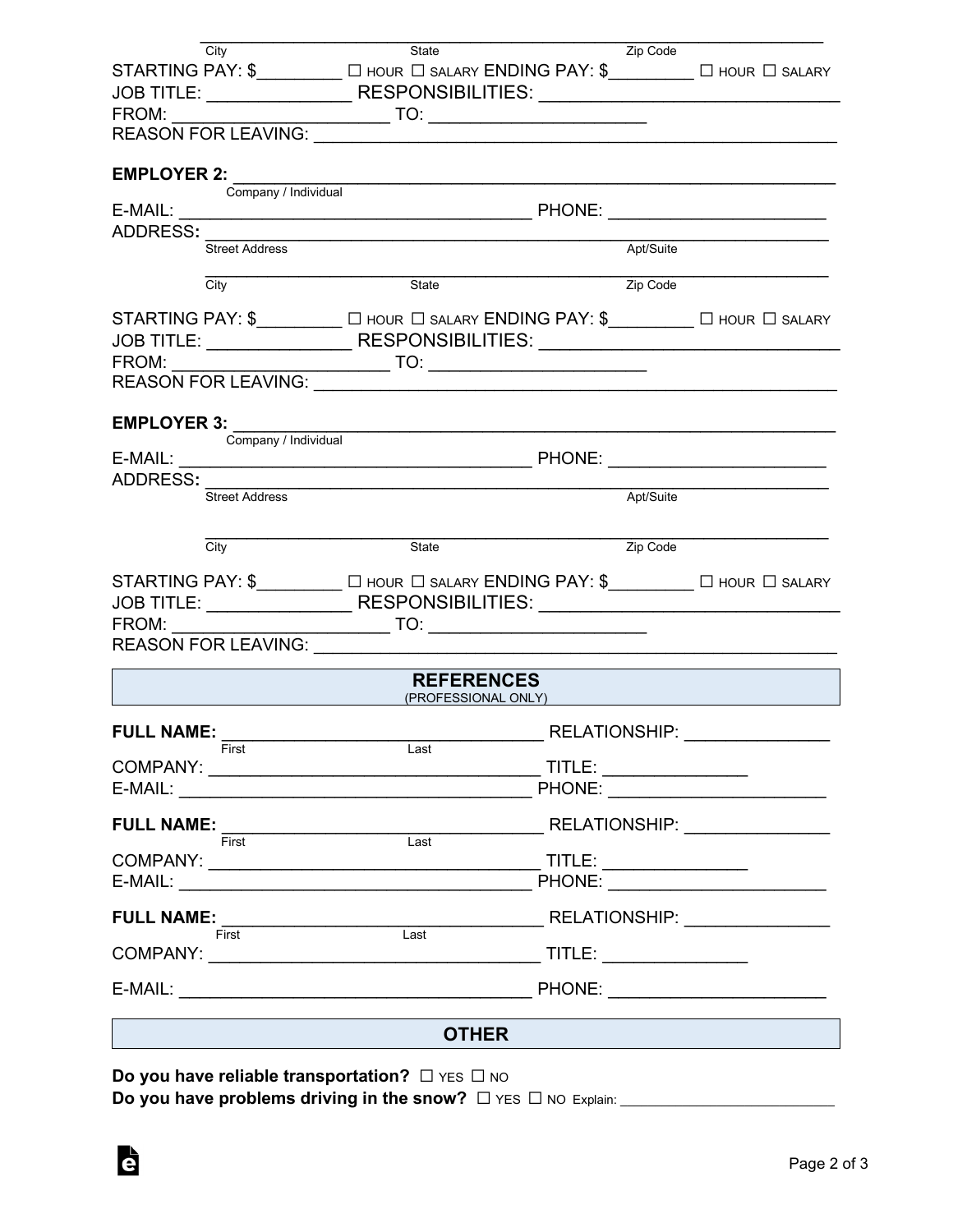\_\_\_\_\_\_\_\_\_\_\_\_\_\_\_\_\_\_\_\_\_\_\_\_\_\_\_\_\_\_\_\_\_\_\_\_\_\_\_\_\_\_\_\_\_\_\_\_\_\_\_\_
City State Zip Code

STARTING PAY: $\_\_\_\_\_\_\_\_\_ ☐ HOUR ☐ SALARY ENDING PAY: $\_\_\_\_\_\_\_\_\_ ☐ HOUR ☐ SALARY
JOB TITLE: \_\_\_\_\_\_\_\_\_\_\_\_\_\_\_ RESPONSIBILITIES: \_\_\_\_\_\_\_\_\_\_\_\_\_\_\_\_\_\_\_\_\_\_\_\_\_\_\_\_\_\_
FROM: \_\_\_\_\_\_\_\_\_\_\_\_\_\_\_\_\_\_\_\_\_\_ TO: \_\_\_\_\_\_\_\_\_\_\_\_\_\_\_\_\_\_\_\_\_\_
REASON FOR LEAVING: \_\_\_\_\_\_\_\_\_\_\_\_\_\_\_\_\_\_\_\_\_\_\_\_\_\_\_\_\_\_\_\_\_\_\_\_\_\_\_\_\_\_\_\_\_\_\_\_\_\_

**EMPLOYER 2:** \_\_\_\_\_\_\_\_\_\_\_\_\_\_\_\_\_\_\_\_\_\_\_\_\_\_\_\_\_\_\_\_\_\_\_\_\_\_\_\_\_\_\_\_\_\_\_\_\_\_\_\_\_\_\_\_\_\_\_\_\_
Company / Individual

E-MAIL: \_\_\_\_\_\_\_\_\_\_\_\_\_\_\_\_\_\_\_\_\_\_\_\_\_\_\_\_\_\_\_\_\_\_\_\_ PHONE: \_\_\_\_\_\_\_\_\_\_\_\_\_\_\_\_\_\_\_\_\_\_
ADDRESS: \_\_\_\_\_\_\_\_\_\_\_\_\_\_\_\_\_\_\_\_\_\_\_\_\_\_\_\_\_\_\_\_\_\_\_\_\_\_\_\_\_\_\_\_\_\_\_\_\_\_\_\_\_\_\_\_\_\_\_\_\_\_
Street Address Apt/Suite

\_\_\_\_\_\_\_\_\_\_\_\_\_\_\_\_\_\_\_\_\_\_\_\_\_\_\_\_\_\_\_\_\_\_\_\_\_\_\_\_\_\_\_\_\_\_\_\_\_\_\_\_
City State Zip Code

STARTING PAY: $\_\_\_\_\_\_\_\_\_ ☐ HOUR ☐ SALARY ENDING PAY: $\_\_\_\_\_\_\_\_\_ ☐ HOUR ☐ SALARY
JOB TITLE: \_\_\_\_\_\_\_\_\_\_\_\_\_\_\_ RESPONSIBILITIES: \_\_\_\_\_\_\_\_\_\_\_\_\_\_\_\_\_\_\_\_\_\_\_\_\_\_\_\_\_\_
FROM: \_\_\_\_\_\_\_\_\_\_\_\_\_\_\_\_\_\_\_\_\_\_ TO: \_\_\_\_\_\_\_\_\_\_\_\_\_\_\_\_\_\_\_\_\_\_
REASON FOR LEAVING: \_\_\_\_\_\_\_\_\_\_\_\_\_\_\_\_\_\_\_\_\_\_\_\_\_\_\_\_\_\_\_\_\_\_\_\_\_\_\_\_\_\_\_\_\_\_\_\_\_\_

**EMPLOYER 3:** \_\_\_\_\_\_\_\_\_\_\_\_\_\_\_\_\_\_\_\_\_\_\_\_\_\_\_\_\_\_\_\_\_\_\_\_\_\_\_\_\_\_\_\_\_\_\_\_\_\_\_\_\_\_\_\_\_\_\_\_\_
Company / Individual

E-MAIL: \_\_\_\_\_\_\_\_\_\_\_\_\_\_\_\_\_\_\_\_\_\_\_\_\_\_\_\_\_\_\_\_\_\_\_\_ PHONE: \_\_\_\_\_\_\_\_\_\_\_\_\_\_\_\_\_\_\_\_\_\_
ADDRESS: \_\_\_\_\_\_\_\_\_\_\_\_\_\_\_\_\_\_\_\_\_\_\_\_\_\_\_\_\_\_\_\_\_\_\_\_\_\_\_\_\_\_\_\_\_\_\_\_\_\_\_\_\_\_\_\_\_\_\_\_\_\_
Street Address Apt/Suite

\_\_\_\_\_\_\_\_\_\_\_\_\_\_\_\_\_\_\_\_\_\_\_\_\_\_\_\_\_\_\_\_\_\_\_\_\_\_\_\_\_\_\_\_\_\_\_\_\_\_\_\_
City State Zip Code

STARTING PAY: $\_\_\_\_\_\_\_\_\_ ☐ HOUR ☐ SALARY ENDING PAY: $\_\_\_\_\_\_\_\_\_ ☐ HOUR ☐ SALARY
JOB TITLE: \_\_\_\_\_\_\_\_\_\_\_\_\_\_\_ RESPONSIBILITIES: \_\_\_\_\_\_\_\_\_\_\_\_\_\_\_\_\_\_\_\_\_\_\_\_\_\_\_\_\_\_
FROM: \_\_\_\_\_\_\_\_\_\_\_\_\_\_\_\_\_\_\_\_\_\_ TO: \_\_\_\_\_\_\_\_\_\_\_\_\_\_\_\_\_\_\_\_\_\_
REASON FOR LEAVING: \_\_\_\_\_\_\_\_\_\_\_\_\_\_\_\_\_\_\_\_\_\_\_\_\_\_\_\_\_\_\_\_\_\_\_\_\_\_\_\_\_\_\_\_\_\_\_\_\_\_

## REFERENCES
(PROFESSIONAL ONLY)

**FULL NAME:** \_\_\_\_\_\_\_\_\_\_\_\_\_\_\_\_\_\_\_\_\_\_\_\_\_\_\_\_\_\_\_\_\_\_ RELATIONSHIP: \_\_\_\_\_\_\_\_\_\_\_\_\_\_\_
First Last
COMPANY: \_\_\_\_\_\_\_\_\_\_\_\_\_\_\_\_\_\_\_\_\_\_\_\_\_\_\_\_\_\_\_\_\_\_ TITLE: \_\_\_\_\_\_\_\_\_\_\_\_\_\_\_
E-MAIL: \_\_\_\_\_\_\_\_\_\_\_\_\_\_\_\_\_\_\_\_\_\_\_\_\_\_\_\_\_\_\_\_\_\_\_\_ PHONE: \_\_\_\_\_\_\_\_\_\_\_\_\_\_\_\_\_\_\_\_\_\_

**FULL NAME:** \_\_\_\_\_\_\_\_\_\_\_\_\_\_\_\_\_\_\_\_\_\_\_\_\_\_\_\_\_\_\_\_\_\_ RELATIONSHIP: \_\_\_\_\_\_\_\_\_\_\_\_\_\_\_
First Last
COMPANY: \_\_\_\_\_\_\_\_\_\_\_\_\_\_\_\_\_\_\_\_\_\_\_\_\_\_\_\_\_\_\_\_\_\_ TITLE: \_\_\_\_\_\_\_\_\_\_\_\_\_\_\_
E-MAIL: \_\_\_\_\_\_\_\_\_\_\_\_\_\_\_\_\_\_\_\_\_\_\_\_\_\_\_\_\_\_\_\_\_\_\_\_ PHONE: \_\_\_\_\_\_\_\_\_\_\_\_\_\_\_\_\_\_\_\_\_\_

**FULL NAME:** \_\_\_\_\_\_\_\_\_\_\_\_\_\_\_\_\_\_\_\_\_\_\_\_\_\_\_\_\_\_\_\_\_\_ RELATIONSHIP: \_\_\_\_\_\_\_\_\_\_\_\_\_\_\_
First Last
COMPANY: \_\_\_\_\_\_\_\_\_\_\_\_\_\_\_\_\_\_\_\_\_\_\_\_\_\_\_\_\_\_\_\_\_\_ TITLE: \_\_\_\_\_\_\_\_\_\_\_\_\_\_\_

E-MAIL: \_\_\_\_\_\_\_\_\_\_\_\_\_\_\_\_\_\_\_\_\_\_\_\_\_\_\_\_\_\_\_\_\_\_\_\_ PHONE: \_\_\_\_\_\_\_\_\_\_\_\_\_\_\_\_\_\_\_\_\_\_

## OTHER

**Do you have reliable transportation?** ☐ YES ☐ NO
**Do you have problems driving in the snow?** ☐ YES ☐ NO Explain: \_\_\_\_\_\_\_\_\_\_\_\_\_\_\_\_\_\_\_\_\_\_\_\_\_\_\_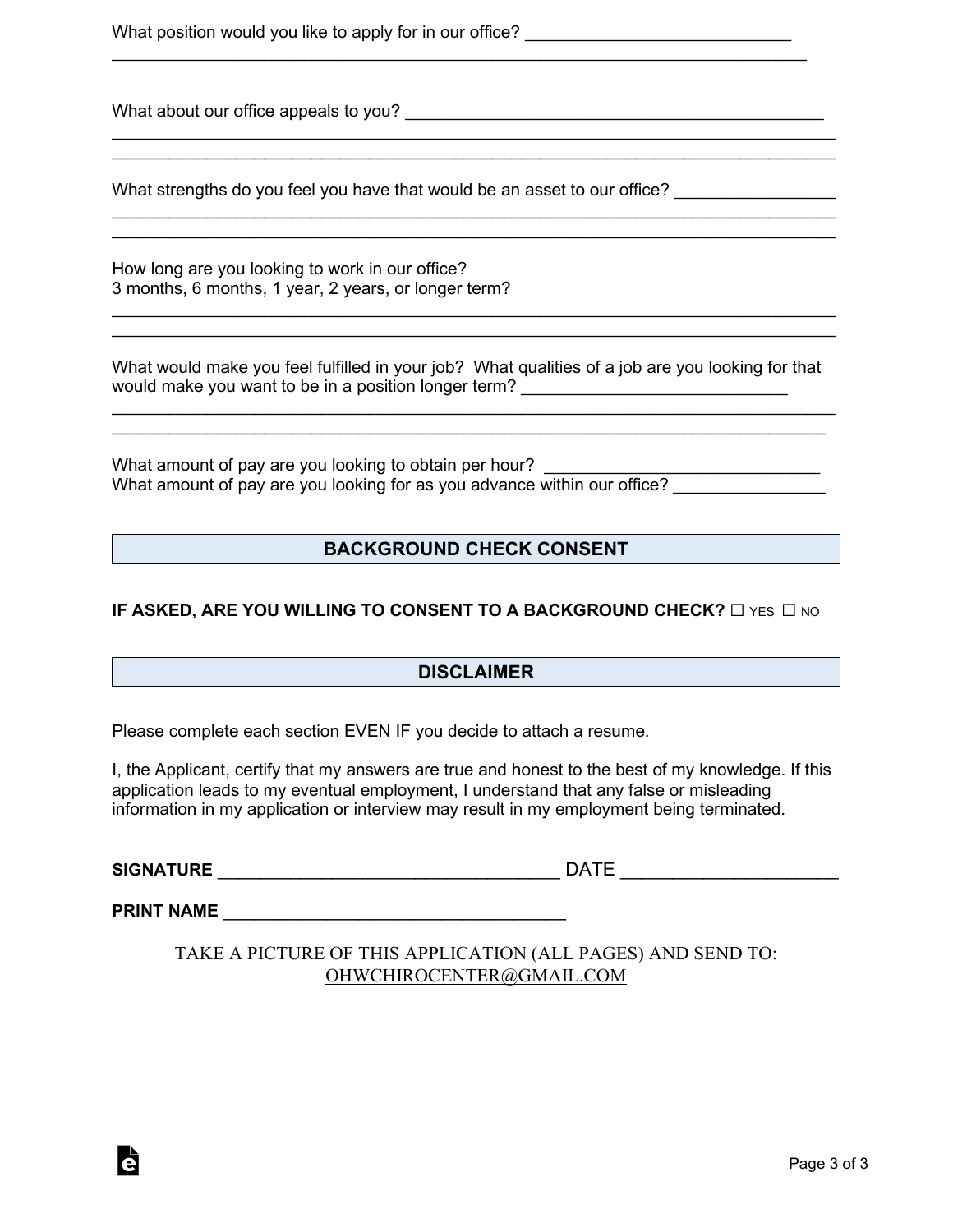What position would you like to apply for in our office? ____________________________
_____________________________________________________________________________

What about our office appeals to you? _____________________________________________
_____________________________________________________________________________
_____________________________________________________________________________

What strengths do you feel you have that would be an asset to our office? _________________
_____________________________________________________________________________
_____________________________________________________________________________

How long are you looking to work in our office?
3 months, 6 months, 1 year, 2 years, or longer term?

_____________________________________________________________________________
_____________________________________________________________________________

What would make you feel fulfilled in your job? What qualities of a job are you looking for that would make you want to be in a position longer term? _____________________________
_____________________________________________________________________________
_____________________________________________________________________________

What amount of pay are you looking to obtain per hour? ______________________________
What amount of pay are you looking for as you advance within our office? ________________

## BACKGROUND CHECK CONSENT

**IF ASKED, ARE YOU WILLING TO CONSENT TO A BACKGROUND CHECK?** ☐ YES ☐ NO

## DISCLAIMER

Please complete each section EVEN IF you decide to attach a resume.

I, the Applicant, certify that my answers are true and honest to the best of my knowledge. If this application leads to my eventual employment, I understand that any false or misleading information in my application or interview may result in my employment being terminated.

**SIGNATURE** __________________________________ DATE _____________________

**PRINT NAME** __________________________________

TAKE A PICTURE OF THIS APPLICATION (ALL PAGES) AND SEND TO:
OHWCHIROCENTER@GMAIL.COM